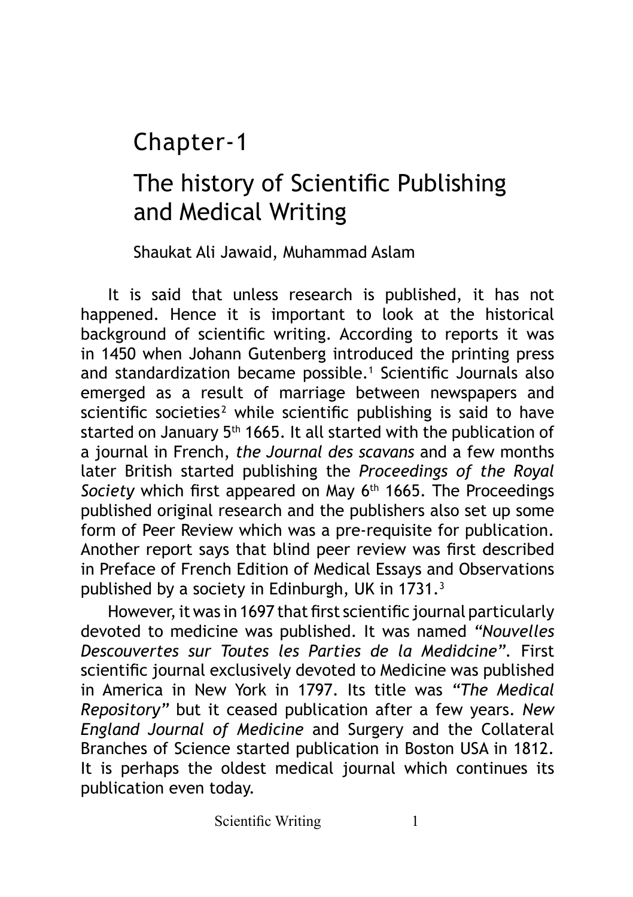# Chapter-1

# The history of Scientific Publishing and Medical Writing

Shaukat Ali Jawaid, Muhammad Aslam

It is said that unless research is published, it has not happened. Hence it is important to look at the historical background of scientific writing. According to reports it was in 1450 when Johann Gutenberg introduced the printing press and standardization became possible.[1] Scientific Journals also emerged as a result of marriage between newspapers and scientific societies[2] while scientific publishing is said to have started on January 5th 1665. It all started with the publication of a journal in French, *the Journal des scavans* and a few months later British started publishing the *Proceedings of the Royal Society* which first appeared on May 6th 1665. The Proceedings published original research and the publishers also set up some form of Peer Review which was a pre-requisite for publication. Another report says that blind peer review was first described in Preface of French Edition of Medical Essays and Observations published by a society in Edinburgh, UK in 1731.[3]

However, it was in 1697 that first scientific journal particularly devoted to medicine was published. It was named *"Nouvelles Descouvertes sur Toutes les Parties de la Medidcine"*. First scientific journal exclusively devoted to Medicine was published in America in New York in 1797. Its title was *"The Medical Repository"* but it ceased publication after a few years. *New England Journal of Medicine* and Surgery and the Collateral Branches of Science started publication in Boston USA in 1812. It is perhaps the oldest medical journal which continues its publication even today.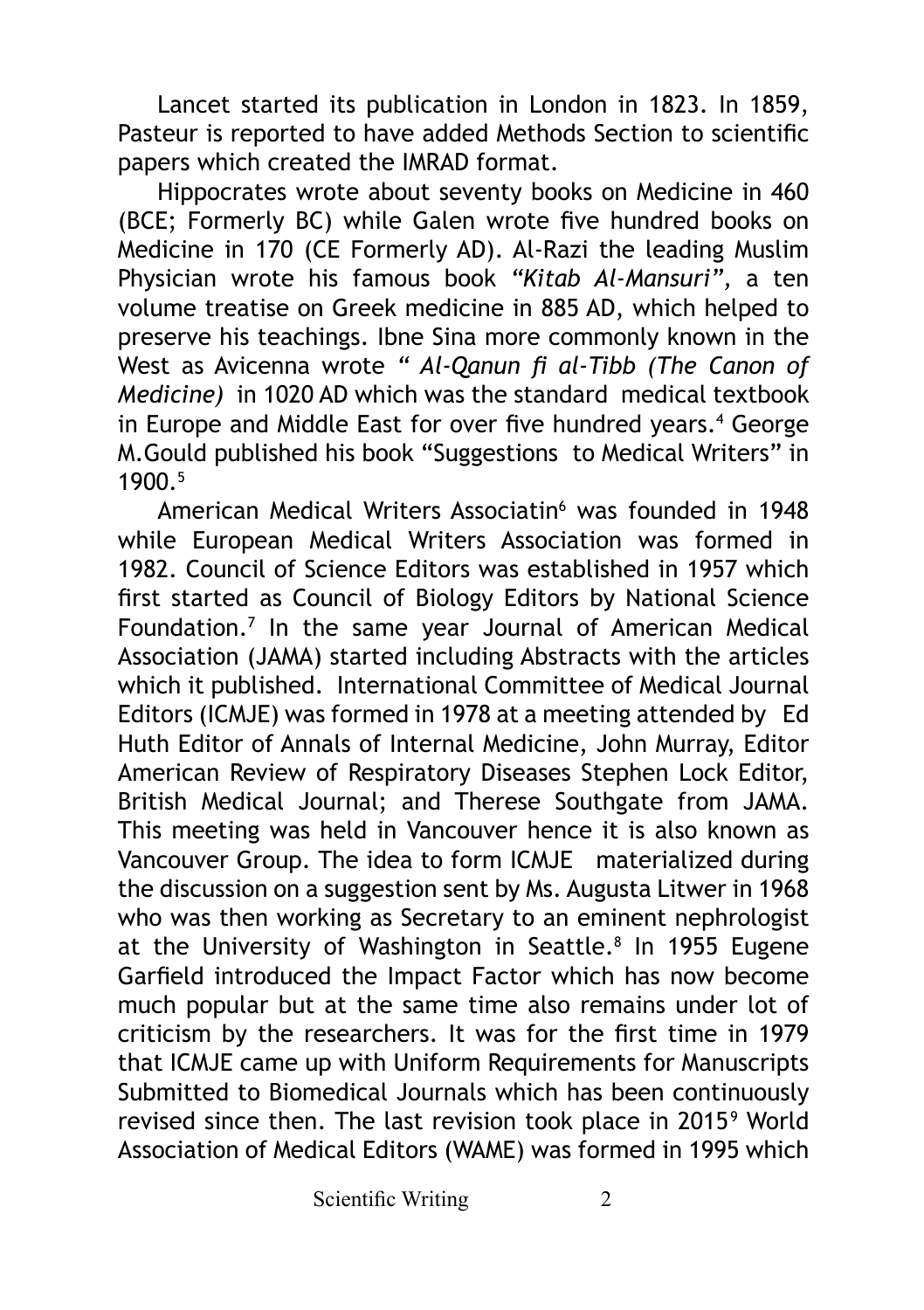Lancet started its publication in London in 1823. In 1859, Pasteur is reported to have added Methods Section to scientific papers which created the IMRAD format.

Hippocrates wrote about seventy books on Medicine in 460 (BCE; Formerly BC) while Galen wrote five hundred books on Medicine in 170 (CE Formerly AD). Al-Razi the leading Muslim Physician wrote his famous book *"Kitab Al-Mansuri",* a ten volume treatise on Greek medicine in 885 AD, which helped to preserve his teachings. Ibne Sina more commonly known in the West as Avicenna wrote *" Al-Qanun fi al-Tibb (The Canon of Medicine)* in 1020 AD which was the standard medical textbook in Europe and Middle East for over five hundred years.[4] George M.Gould published his book "Suggestions to Medical Writers" in 1900.[5]

American Medical Writers Associatin[6] was founded in 1948 while European Medical Writers Association was formed in 1982. Council of Science Editors was established in 1957 which first started as Council of Biology Editors by National Science Foundation.[7] In the same year Journal of American Medical Association (JAMA) started including Abstracts with the articles which it published. International Committee of Medical Journal Editors (ICMJE) was formed in 1978 at a meeting attended by Ed Huth Editor of Annals of Internal Medicine, John Murray, Editor American Review of Respiratory Diseases Stephen Lock Editor, British Medical Journal; and Therese Southgate from JAMA. This meeting was held in Vancouver hence it is also known as Vancouver Group. The idea to form ICMJE materialized during the discussion on a suggestion sent by Ms. Augusta Litwer in 1968 who was then working as Secretary to an eminent nephrologist at the University of Washington in Seattle.[8] In 1955 Eugene Garfield introduced the Impact Factor which has now become much popular but at the same time also remains under lot of criticism by the researchers. It was for the first time in 1979 that ICMJE came up with Uniform Requirements for Manuscripts Submitted to Biomedical Journals which has been continuously revised since then. The last revision took place in 2015[9] World Association of Medical Editors (WAME) was formed in 1995 which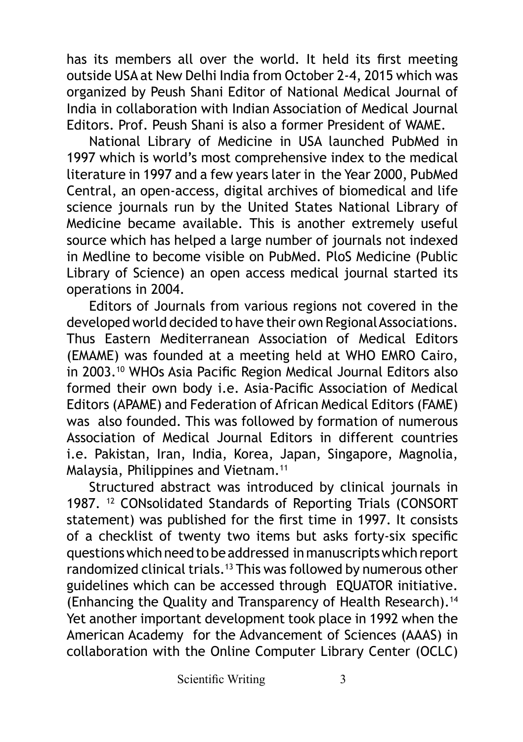has its members all over the world. It held its first meeting outside USA at New Delhi India from October 2-4, 2015 which was organized by Peush Shani Editor of National Medical Journal of India in collaboration with Indian Association of Medical Journal Editors. Prof. Peush Shani is also a former President of WAME.

National Library of Medicine in USA launched PubMed in 1997 which is world's most comprehensive index to the medical literature in 1997 and a few years later in the Year 2000, PubMed Central, an open-access, digital archives of biomedical and life science journals run by the United States National Library of Medicine became available. This is another extremely useful source which has helped a large number of journals not indexed in Medline to become visible on PubMed. PloS Medicine (Public Library of Science) an open access medical journal started its operations in 2004.

Editors of Journals from various regions not covered in the developed world decided to have their own Regional Associations. Thus Eastern Mediterranean Association of Medical Editors (EMAME) was founded at a meeting held at WHO EMRO Cairo, in 2003.[10] WHOs Asia Pacific Region Medical Journal Editors also formed their own body i.e. Asia-Pacific Association of Medical Editors (APAME) and Federation of African Medical Editors (FAME) was also founded. This was followed by formation of numerous Association of Medical Journal Editors in different countries i.e. Pakistan, Iran, India, Korea, Japan, Singapore, Magnolia, Malaysia, Philippines and Vietnam.[11]

Structured abstract was introduced by clinical journals in 1987. [12] CONsolidated Standards of Reporting Trials (CONSORT statement) was published for the first time in 1997. It consists of a checklist of twenty two items but asks forty-six specific questions which need to be addressed in manuscripts which report randomized clinical trials.[13] This was followed by numerous other guidelines which can be accessed through EQUATOR initiative. (Enhancing the Quality and Transparency of Health Research).[14] Yet another important development took place in 1992 when the American Academy for the Advancement of Sciences (AAAS) in collaboration with the Online Computer Library Center (OCLC)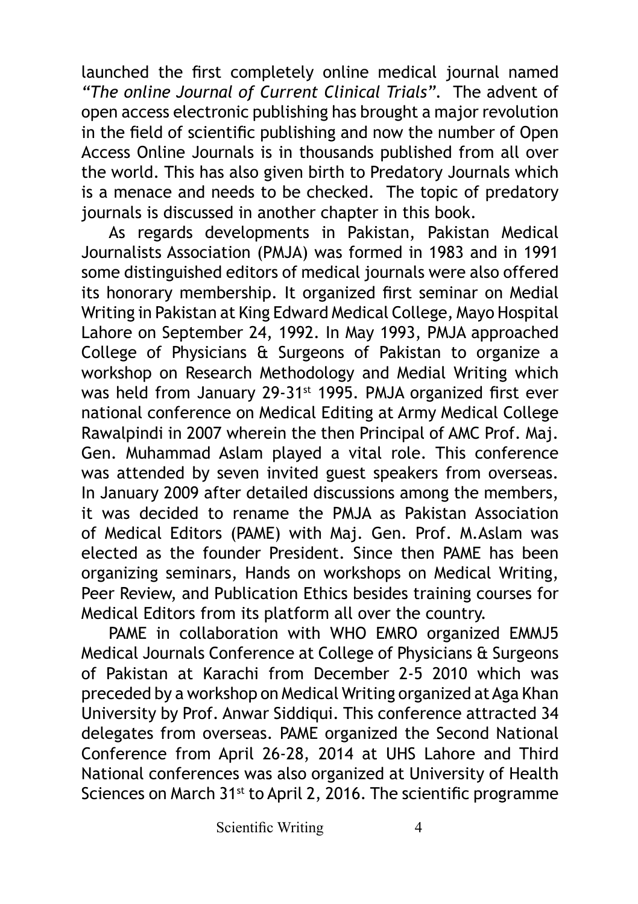launched the first completely online medical journal named *"The online Journal of Current Clinical Trials"*. The advent of open access electronic publishing has brought a major revolution in the field of scientific publishing and now the number of Open Access Online Journals is in thousands published from all over the world. This has also given birth to Predatory Journals which is a menace and needs to be checked. The topic of predatory journals is discussed in another chapter in this book.

As regards developments in Pakistan, Pakistan Medical Journalists Association (PMJA) was formed in 1983 and in 1991 some distinguished editors of medical journals were also offered its honorary membership. It organized first seminar on Medial Writing in Pakistan at King Edward Medical College, Mayo Hospital Lahore on September 24, 1992. In May 1993, PMJA approached College of Physicians & Surgeons of Pakistan to organize a workshop on Research Methodology and Medial Writing which was held from January 29-31st 1995. PMJA organized first ever national conference on Medical Editing at Army Medical College Rawalpindi in 2007 wherein the then Principal of AMC Prof. Maj. Gen. Muhammad Aslam played a vital role. This conference was attended by seven invited guest speakers from overseas. In January 2009 after detailed discussions among the members, it was decided to rename the PMJA as Pakistan Association of Medical Editors (PAME) with Maj. Gen. Prof. M.Aslam was elected as the founder President. Since then PAME has been organizing seminars, Hands on workshops on Medical Writing, Peer Review, and Publication Ethics besides training courses for Medical Editors from its platform all over the country.

PAME in collaboration with WHO EMRO organized EMMJ5 Medical Journals Conference at College of Physicians & Surgeons of Pakistan at Karachi from December 2-5 2010 which was preceded by a workshop on Medical Writing organized at Aga Khan University by Prof. Anwar Siddiqui. This conference attracted 34 delegates from overseas. PAME organized the Second National Conference from April 26-28, 2014 at UHS Lahore and Third National conferences was also organized at University of Health Sciences on March 31st to April 2, 2016. The scientific programme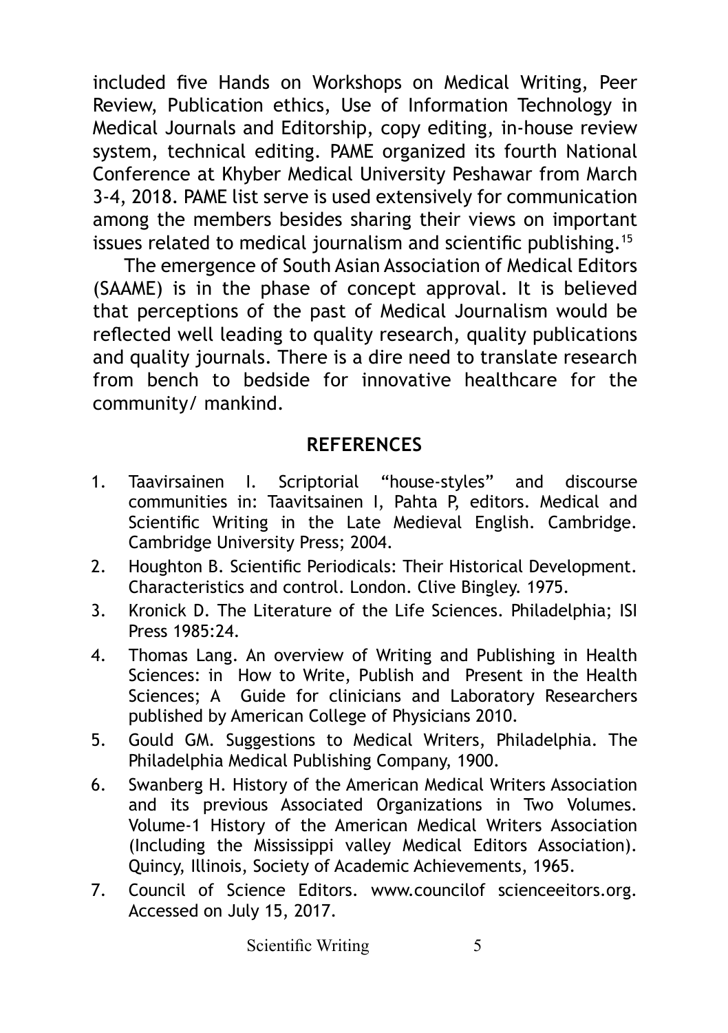included five Hands on Workshops on Medical Writing, Peer Review, Publication ethics, Use of Information Technology in Medical Journals and Editorship, copy editing, in-house review system, technical editing. PAME organized its fourth National Conference at Khyber Medical University Peshawar from March 3-4, 2018. PAME list serve is used extensively for communication among the members besides sharing their views on important issues related to medical journalism and scientific publishing.[15]

The emergence of South Asian Association of Medical Editors (SAAME) is in the phase of concept approval. It is believed that perceptions of the past of Medical Journalism would be reflected well leading to quality research, quality publications and quality journals. There is a dire need to translate research from bench to bedside for innovative healthcare for the community/ mankind.

## REFERENCES

1. Taavirsainen I. Scriptorial "house-styles" and discourse communities in: Taavitsainen I, Pahta P, editors. Medical and Scientific Writing in the Late Medieval English. Cambridge. Cambridge University Press; 2004.
2. Houghton B. Scientific Periodicals: Their Historical Development. Characteristics and control. London. Clive Bingley. 1975.
3. Kronick D. The Literature of the Life Sciences. Philadelphia; ISI Press 1985:24.
4. Thomas Lang. An overview of Writing and Publishing in Health Sciences: in How to Write, Publish and Present in the Health Sciences; A Guide for clinicians and Laboratory Researchers published by American College of Physicians 2010.
5. Gould GM. Suggestions to Medical Writers, Philadelphia. The Philadelphia Medical Publishing Company, 1900.
6. Swanberg H. History of the American Medical Writers Association and its previous Associated Organizations in Two Volumes. Volume-1 History of the American Medical Writers Association (Including the Mississippi valley Medical Editors Association). Quincy, Illinois, Society of Academic Achievements, 1965.
7. Council of Science Editors. www.councilof scienceeitors.org. Accessed on July 15, 2017.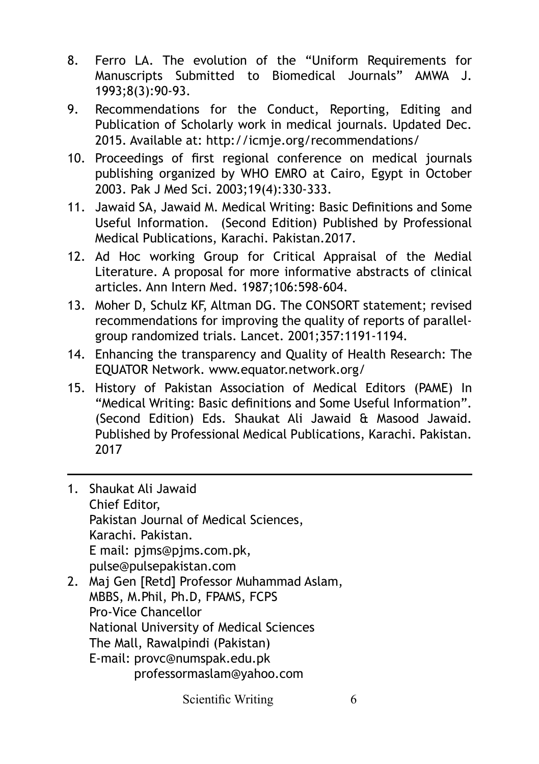8. Ferro LA. The evolution of the “Uniform Requirements for Manuscripts Submitted to Biomedical Journals” AMWA J. 1993;8(3):90-93.
9. Recommendations for the Conduct, Reporting, Editing and Publication of Scholarly work in medical journals. Updated Dec. 2015. Available at: http://icmje.org/recommendations/
10. Proceedings of first regional conference on medical journals publishing organized by WHO EMRO at Cairo, Egypt in October 2003. Pak J Med Sci. 2003;19(4):330-333.
11. Jawaid SA, Jawaid M. Medical Writing: Basic Definitions and Some Useful Information. (Second Edition) Published by Professional Medical Publications, Karachi. Pakistan.2017.
12. Ad Hoc working Group for Critical Appraisal of the Medial Literature. A proposal for more informative abstracts of clinical articles. Ann Intern Med. 1987;106:598-604.
13. Moher D, Schulz KF, Altman DG. The CONSORT statement; revised recommendations for improving the quality of reports of parallel-group randomized trials. Lancet. 2001;357:1191-1194.
14. Enhancing the transparency and Quality of Health Research: The EQUATOR Network. www.equator.network.org/
15. History of Pakistan Association of Medical Editors (PAME) In “Medical Writing: Basic definitions and Some Useful Information”. (Second Edition) Eds. Shaukat Ali Jawaid & Masood Jawaid. Published by Professional Medical Publications, Karachi. Pakistan. 2017

---

1. Shaukat Ali Jawaid
   Chief Editor,
   Pakistan Journal of Medical Sciences,
   Karachi. Pakistan.
   E mail: pjms@pjms.com.pk,
   pulse@pulsepakistan.com
2. Maj Gen [Retd] Professor Muhammad Aslam,
   MBBS, M.Phil, Ph.D, FPAMS, FCPS
   Pro-Vice Chancellor
   National University of Medical Sciences
   The Mall, Rawalpindi (Pakistan)
   E-mail: provc@numspak.edu.pk
   professormaslam@yahoo.com